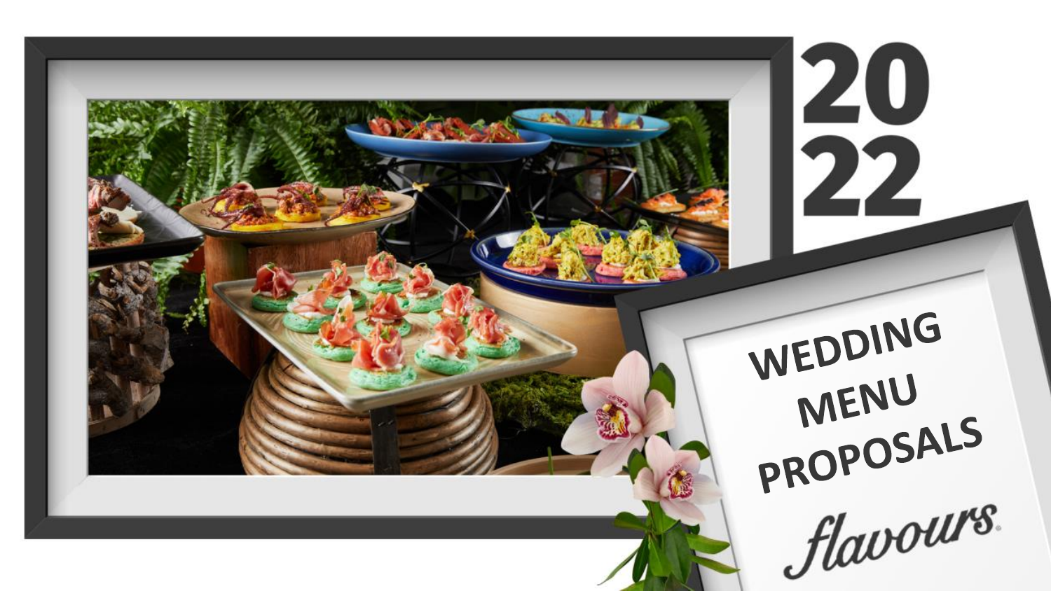# 2022

# WEDDING MENU PROPOSALS

flavours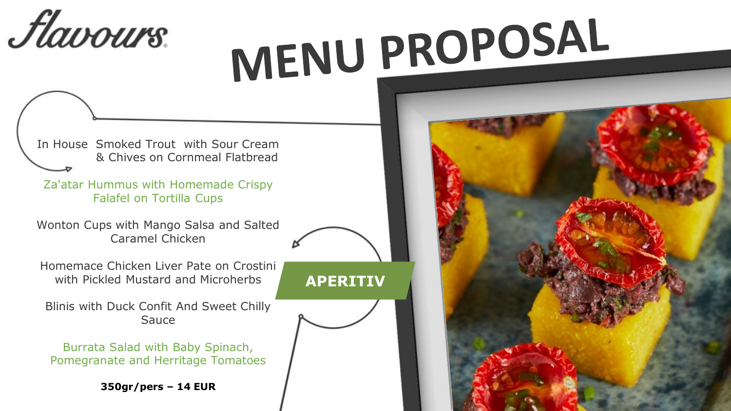flavours.

# MENU PROPOSAL

## APERITIV

In House Smoked Trout with Sour Cream & Chives on Cornmeal Flatbread

Za'atar Hummus with Homemade Crispy Falafel on Tortilla Cups

Wonton Cups with Mango Salsa and Salted Caramel Chicken

Homemace Chicken Liver Pate on Crostini with Pickled Mustard and Microherbs

Blinis with Duck Confit And Sweet Chilly Sauce

Burrata Salad with Baby Spinach, Pomegranate and Herritage Tomatoes

**350gr/pers – 14 EUR**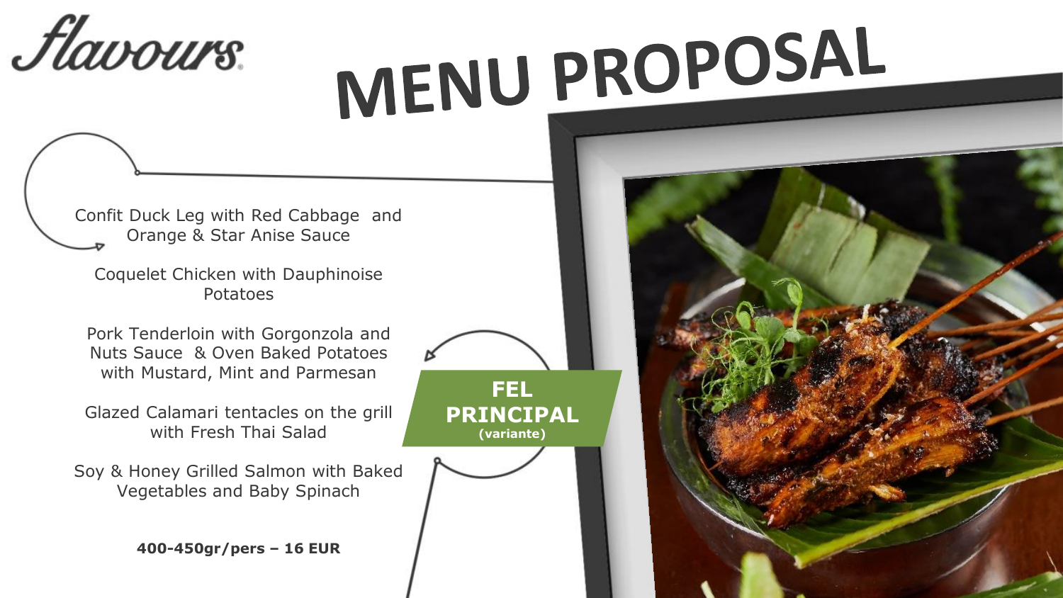flavours

# MENU PROPOSAL

**FEL PRINCIPAL**
**(variante)**

Confit Duck Leg with Red Cabbage and Orange & Star Anise Sauce

Coquelet Chicken with Dauphinoise Potatoes

Pork Tenderloin with Gorgonzola and Nuts Sauce & Oven Baked Potatoes with Mustard, Mint and Parmesan

Glazed Calamari tentacles on the grill with Fresh Thai Salad

Soy & Honey Grilled Salmon with Baked Vegetables and Baby Spinach

**400-450gr/pers – 16 EUR**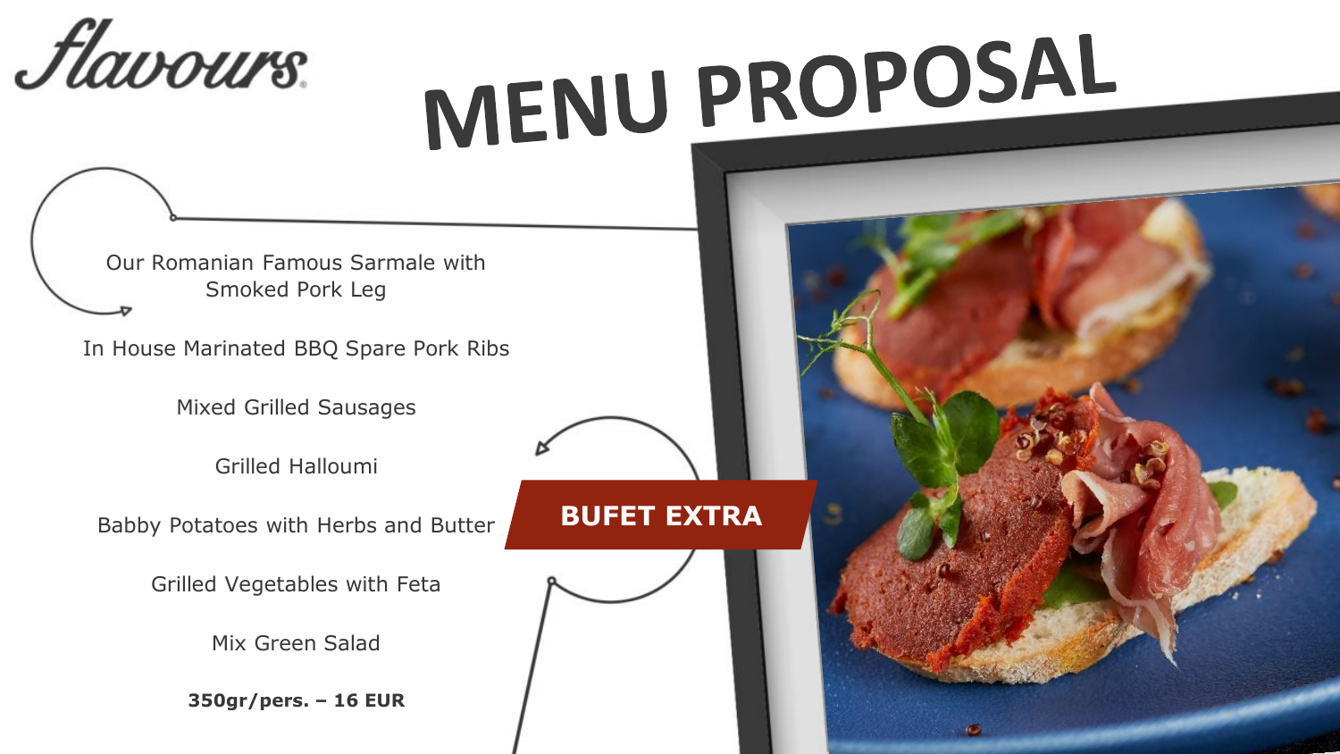flavours.

# MENU PROPOSAL

## BUFET EXTRA

Our Romanian Famous Sarmale with Smoked Pork Leg

In House Marinated BBQ Spare Pork Ribs

Mixed Grilled Sausages

Grilled Halloumi

Babby Potatoes with Herbs and Butter

Grilled Vegetables with Feta

Mix Green Salad

**350gr/pers. – 16 EUR**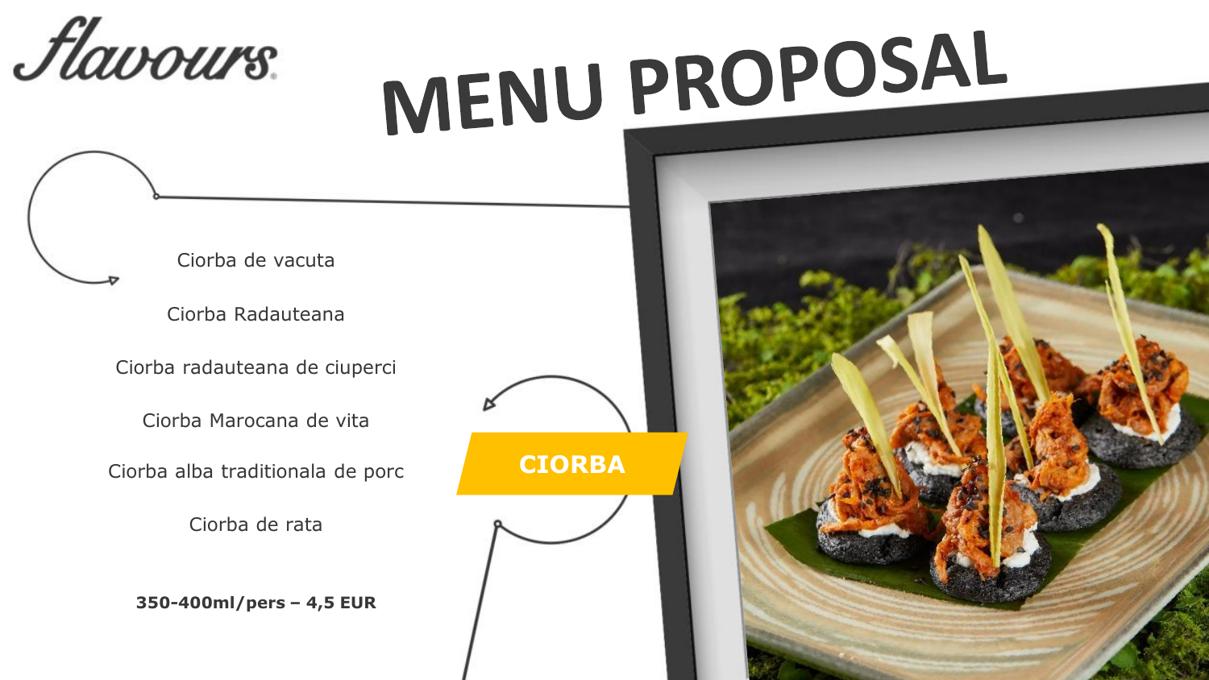flavours

# MENU PROPOSAL

## CIORBA

Ciorba de vacuta

Ciorba Radauteana

Ciorba radauteana de ciuperci

Ciorba Marocana de vita

Ciorba alba traditionala de porc

Ciorba de rata

**350-400ml/pers – 4,5 EUR**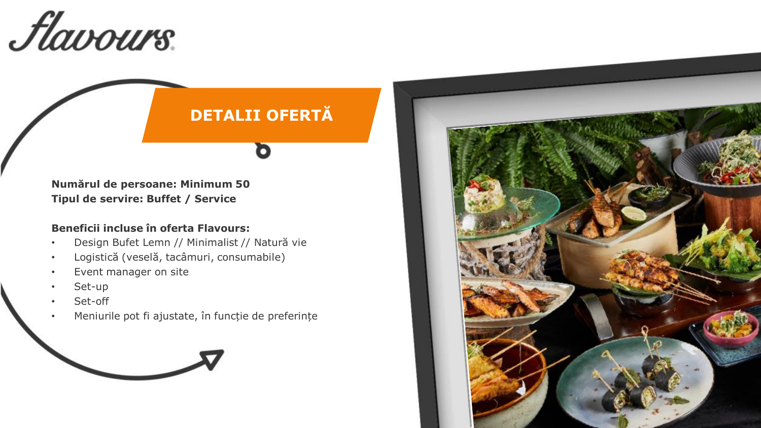flavours

# DETALII OFERTĂ

**Numărul de persoane: Minimum 50**
**Tipul de servire: Buffet / Service**

**Beneficii incluse în oferta Flavours:**

- Design Bufet Lemn // Minimalist // Natură vie
- Logistică (veselă, tacâmuri, consumabile)
- Event manager on site
- Set-up
- Set-off
- Meniurile pot fi ajustate, în funcție de preferințe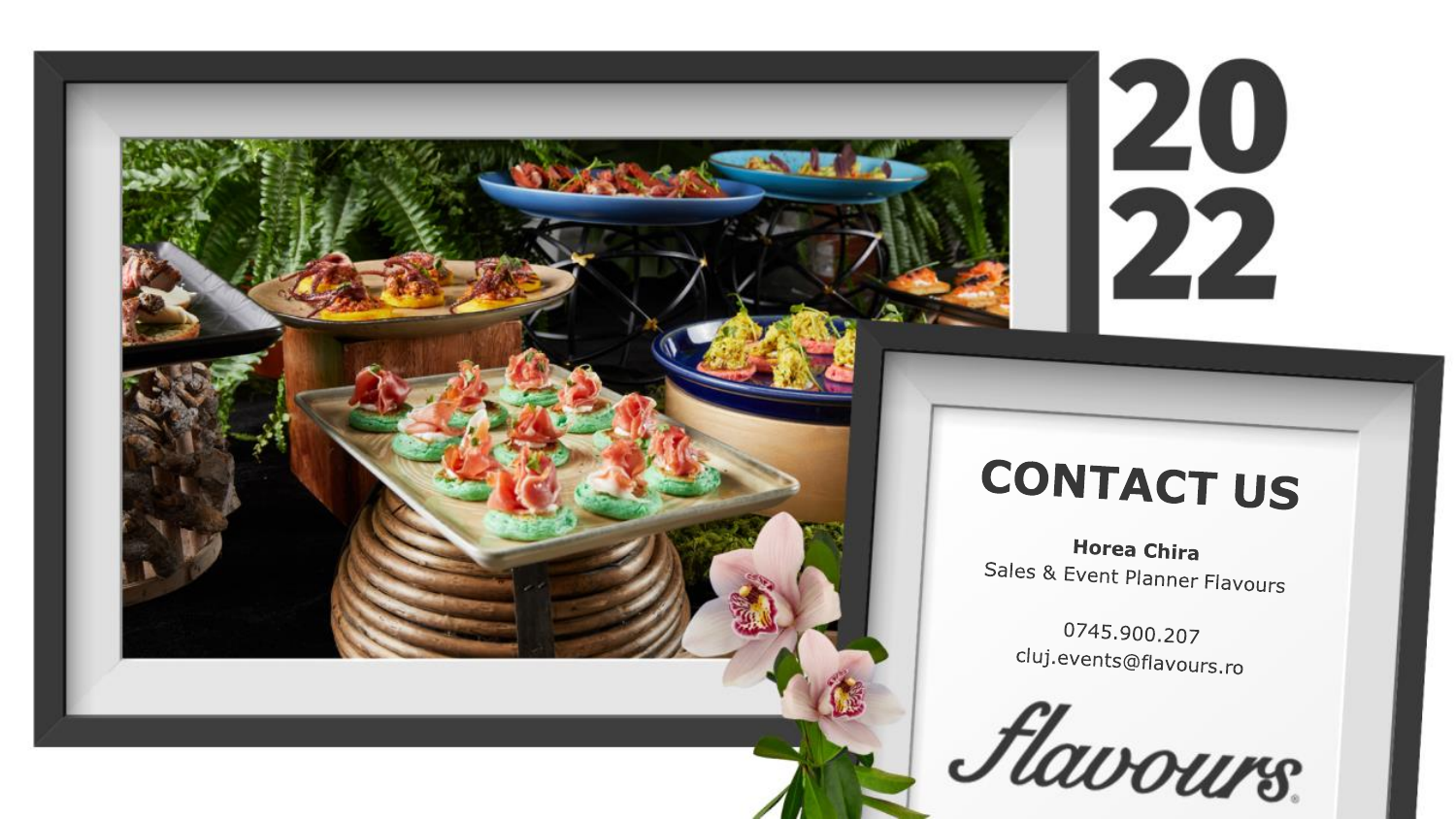2022

# CONTACT US

**Horea Chira**
Sales & Event Planner Flavours

0745.900.207
cluj.events@flavours.ro

flavours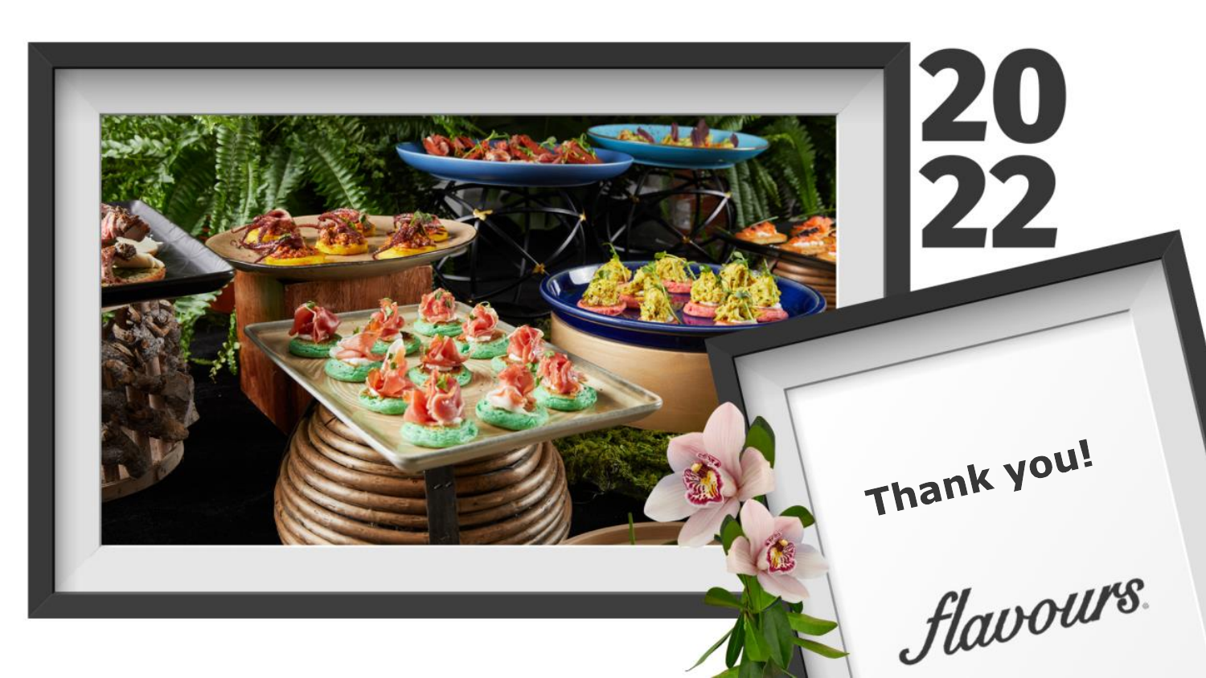2022

Thank you!

flavours